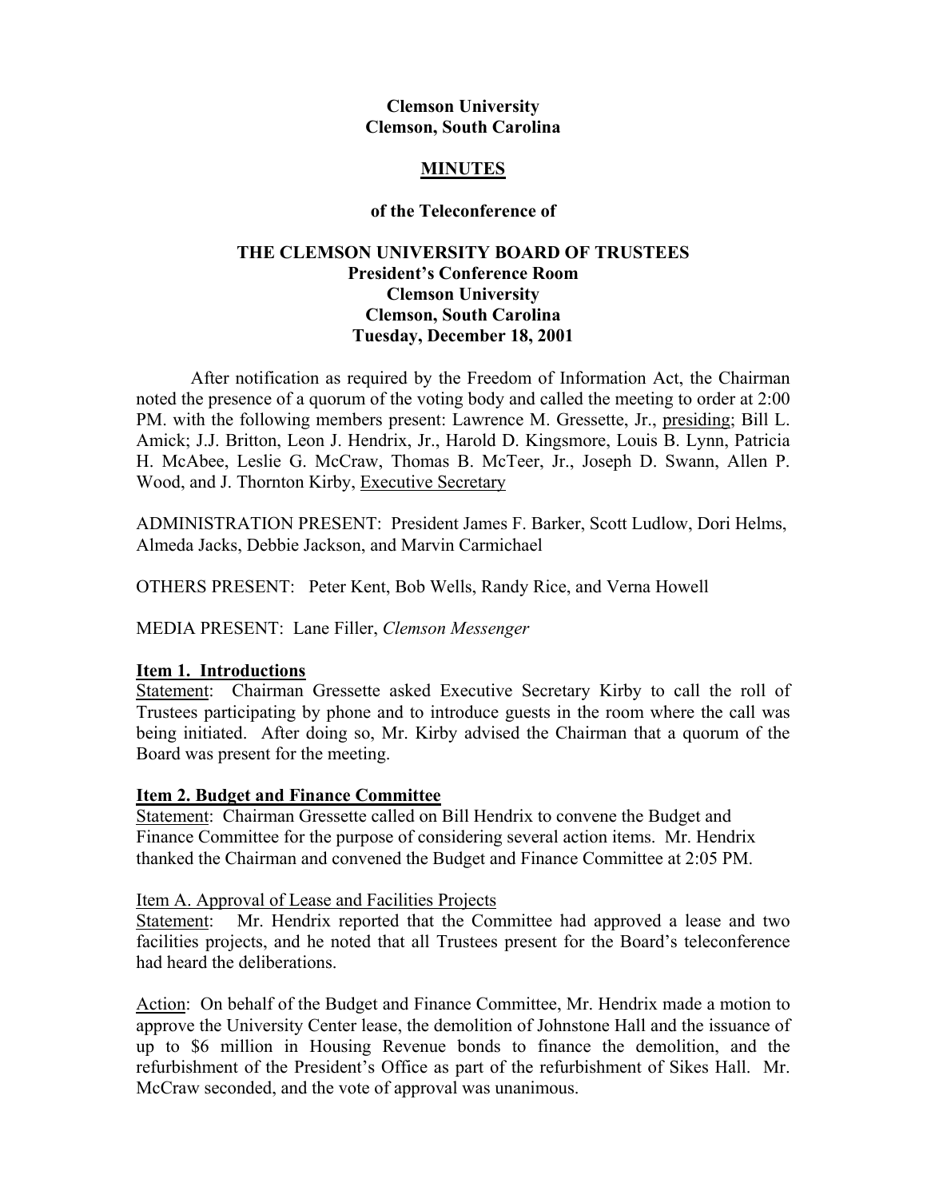**Clemson University**
**Clemson, South Carolina**

# MINUTES

**of the Teleconference of**

**THE CLEMSON UNIVERSITY BOARD OF TRUSTEES**
**President's Conference Room**
**Clemson University**
**Clemson, South Carolina**
**Tuesday, December 18, 2001**

After notification as required by the Freedom of Information Act, the Chairman noted the presence of a quorum of the voting body and called the meeting to order at 2:00 PM. with the following members present: Lawrence M. Gressette, Jr., presiding; Bill L. Amick; J.J. Britton, Leon J. Hendrix, Jr., Harold D. Kingsmore, Louis B. Lynn, Patricia H. McAbee, Leslie G. McCraw, Thomas B. McTeer, Jr., Joseph D. Swann, Allen P. Wood, and J. Thornton Kirby, Executive Secretary

ADMINISTRATION PRESENT: President James F. Barker, Scott Ludlow, Dori Helms, Almeda Jacks, Debbie Jackson, and Marvin Carmichael

OTHERS PRESENT: Peter Kent, Bob Wells, Randy Rice, and Verna Howell

MEDIA PRESENT: Lane Filler, *Clemson Messenger*

## Item 1. Introductions

Statement: Chairman Gressette asked Executive Secretary Kirby to call the roll of Trustees participating by phone and to introduce guests in the room where the call was being initiated. After doing so, Mr. Kirby advised the Chairman that a quorum of the Board was present for the meeting.

## Item 2. Budget and Finance Committee

Statement: Chairman Gressette called on Bill Hendrix to convene the Budget and Finance Committee for the purpose of considering several action items. Mr. Hendrix thanked the Chairman and convened the Budget and Finance Committee at 2:05 PM.

### Item A. Approval of Lease and Facilities Projects

Statement: Mr. Hendrix reported that the Committee had approved a lease and two facilities projects, and he noted that all Trustees present for the Board's teleconference had heard the deliberations.

Action: On behalf of the Budget and Finance Committee, Mr. Hendrix made a motion to approve the University Center lease, the demolition of Johnstone Hall and the issuance of up to $6 million in Housing Revenue bonds to finance the demolition, and the refurbishment of the President's Office as part of the refurbishment of Sikes Hall. Mr. McCraw seconded, and the vote of approval was unanimous.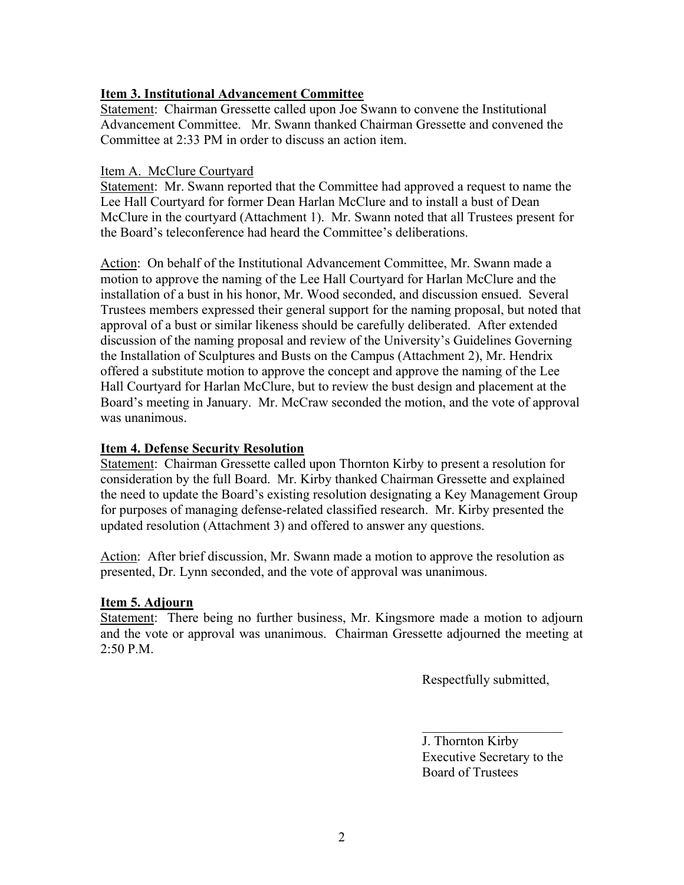**Item 3. Institutional Advancement Committee**

Statement: Chairman Gressette called upon Joe Swann to convene the Institutional Advancement Committee. Mr. Swann thanked Chairman Gressette and convened the Committee at 2:33 PM in order to discuss an action item.

Item A. McClure Courtyard

Statement: Mr. Swann reported that the Committee had approved a request to name the Lee Hall Courtyard for former Dean Harlan McClure and to install a bust of Dean McClure in the courtyard (Attachment 1). Mr. Swann noted that all Trustees present for the Board's teleconference had heard the Committee's deliberations.

Action: On behalf of the Institutional Advancement Committee, Mr. Swann made a motion to approve the naming of the Lee Hall Courtyard for Harlan McClure and the installation of a bust in his honor, Mr. Wood seconded, and discussion ensued. Several Trustees members expressed their general support for the naming proposal, but noted that approval of a bust or similar likeness should be carefully deliberated. After extended discussion of the naming proposal and review of the University's Guidelines Governing the Installation of Sculptures and Busts on the Campus (Attachment 2), Mr. Hendrix offered a substitute motion to approve the concept and approve the naming of the Lee Hall Courtyard for Harlan McClure, but to review the bust design and placement at the Board's meeting in January. Mr. McCraw seconded the motion, and the vote of approval was unanimous.

**Item 4. Defense Security Resolution**

Statement: Chairman Gressette called upon Thornton Kirby to present a resolution for consideration by the full Board. Mr. Kirby thanked Chairman Gressette and explained the need to update the Board's existing resolution designating a Key Management Group for purposes of managing defense-related classified research. Mr. Kirby presented the updated resolution (Attachment 3) and offered to answer any questions.

Action: After brief discussion, Mr. Swann made a motion to approve the resolution as presented, Dr. Lynn seconded, and the vote of approval was unanimous.

**Item 5. Adjourn**

Statement: There being no further business, Mr. Kingsmore made a motion to adjourn and the vote or approval was unanimous. Chairman Gressette adjourned the meeting at 2:50 P.M.

Respectfully submitted,

\_\_\_\_\_\_\_\_\_\_\_\_\_\_\_\_\_\_\_\_\_\_

J. Thornton Kirby
Executive Secretary to the
Board of Trustees